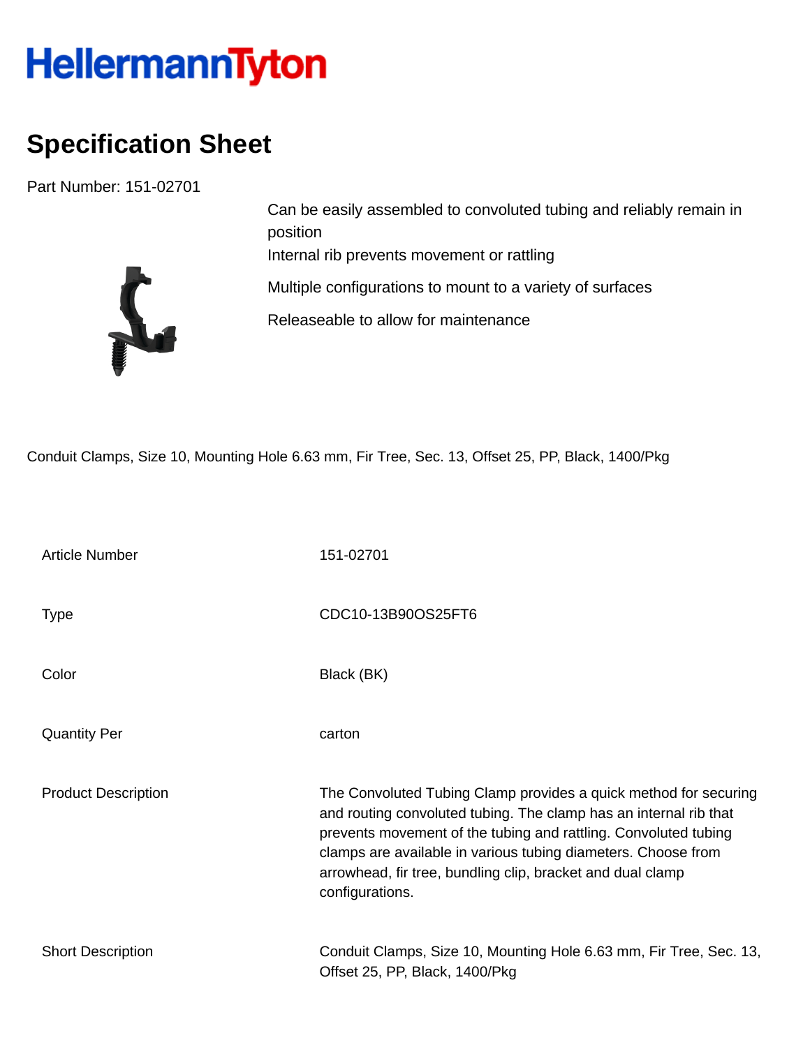HellermannTyton

# Specification Sheet

Part Number: 151-02701

Can be easily assembled to convoluted tubing and reliably remain in position

Internal rib prevents movement or rattling

Multiple configurations to mount to a variety of surfaces

Releaseable to allow for maintenance

Conduit Clamps, Size 10, Mounting Hole 6.63 mm, Fir Tree, Sec. 13, Offset 25, PP, Black, 1400/Pkg

| | |
|---|---|
| Article Number | 151-02701 |
| Type | CDC10-13B90OS25FT6 |
| Color | Black (BK) |
| Quantity Per | carton |
| Product Description | The Convoluted Tubing Clamp provides a quick method for securing and routing convoluted tubing. The clamp has an internal rib that prevents movement of the tubing and rattling. Convoluted tubing clamps are available in various tubing diameters. Choose from arrowhead, fir tree, bundling clip, bracket and dual clamp configurations. |
| Short Description | Conduit Clamps, Size 10, Mounting Hole 6.63 mm, Fir Tree, Sec. 13, Offset 25, PP, Black, 1400/Pkg |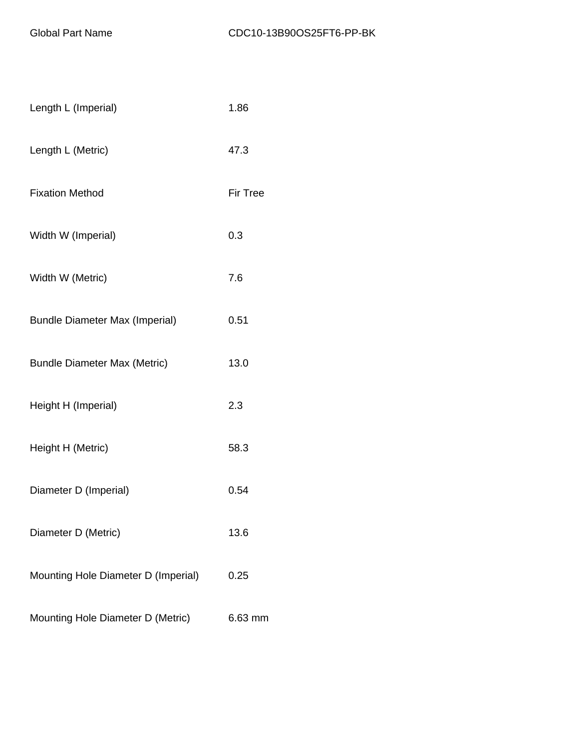| | |
|---|---|
| Global Part Name | CDC10-13B90OS25FT6-PP-BK |
| Length L (Imperial) | 1.86 |
| Length L (Metric) | 47.3 |
| Fixation Method | Fir Tree |
| Width W (Imperial) | 0.3 |
| Width W (Metric) | 7.6 |
| Bundle Diameter Max (Imperial) | 0.51 |
| Bundle Diameter Max (Metric) | 13.0 |
| Height H (Imperial) | 2.3 |
| Height H (Metric) | 58.3 |
| Diameter D (Imperial) | 0.54 |
| Diameter D (Metric) | 13.6 |
| Mounting Hole Diameter D (Imperial) | 0.25 |
| Mounting Hole Diameter D (Metric) | 6.63 mm |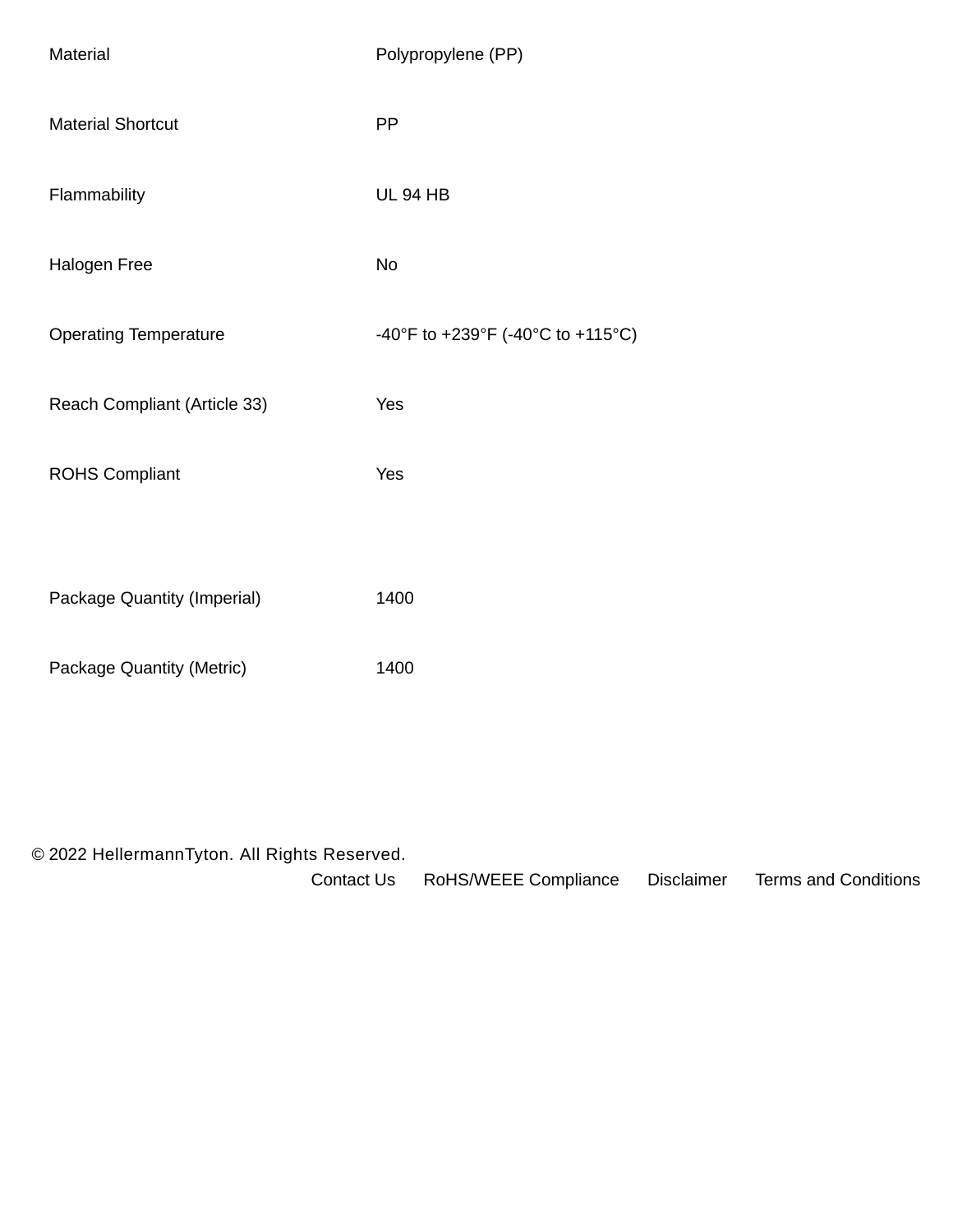| | |
|---|---|
| Material | Polypropylene (PP) |
| Material Shortcut | PP |
| Flammability | UL 94 HB |
| Halogen Free | No |
| Operating Temperature | -40°F to +239°F (-40°C to +115°C) |
| Reach Compliant (Article 33) | Yes |
| ROHS Compliant | Yes |

| | |
|---|---|
| Package Quantity (Imperial) | 1400 |
| Package Quantity (Metric) | 1400 |

© 2022 HellermannTyton. All Rights Reserved.

Contact Us RoHS/WEEE Compliance Disclaimer Terms and Conditions